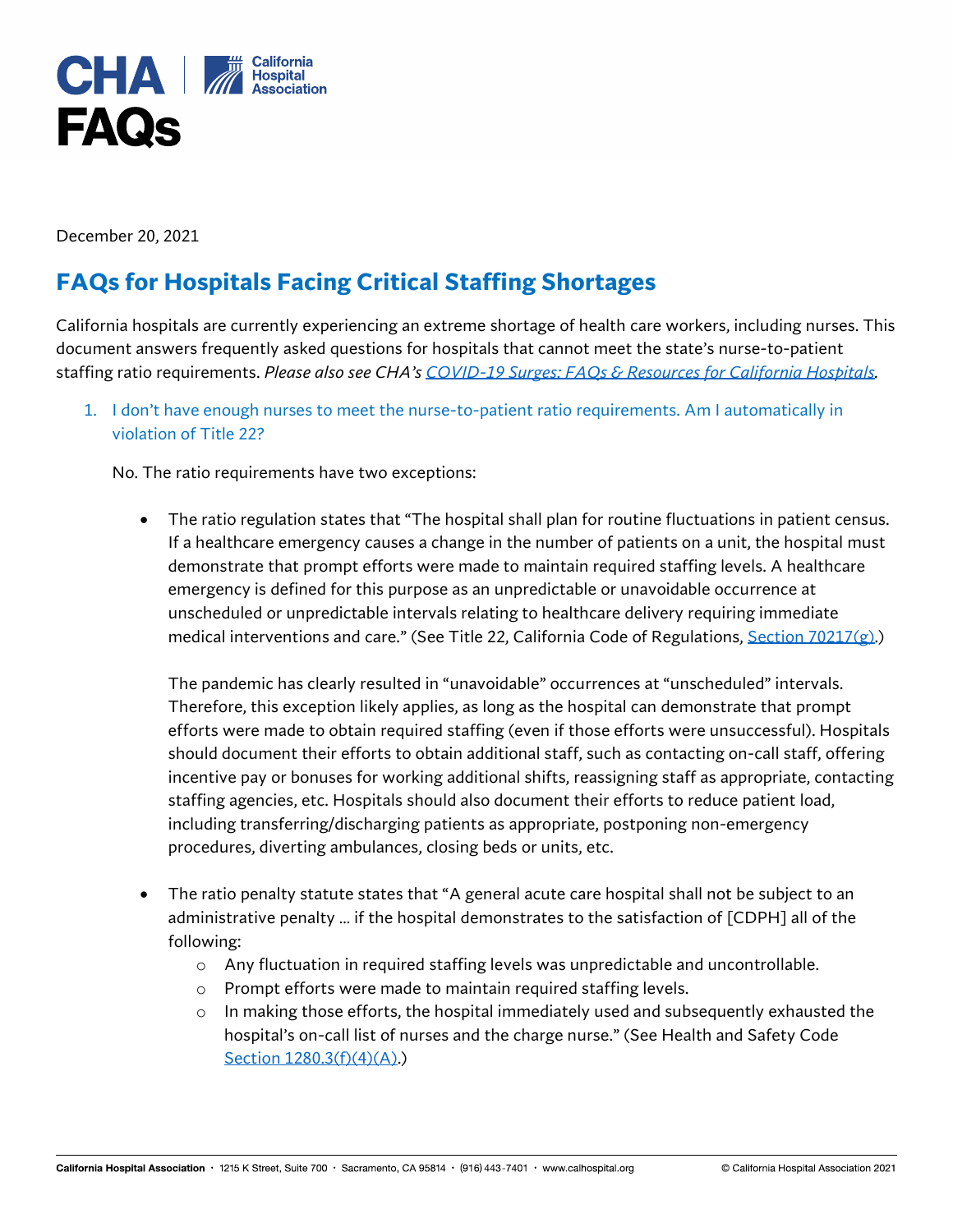# CHA FAQs

California Hospital Association

December 20, 2021

## FAQs for Hospitals Facing Critical Staffing Shortages

California hospitals are currently experiencing an extreme shortage of health care workers, including nurses. This document answers frequently asked questions for hospitals that cannot meet the state's nurse-to-patient staffing ratio requirements. *Please also see CHA's* [COVID-19 Surges: FAQs & Resources for California Hospitals](#).

1. I don't have enough nurses to meet the nurse-to-patient ratio requirements. Am I automatically in violation of Title 22?

   No. The ratio requirements have two exceptions:

   - The ratio regulation states that "The hospital shall plan for routine fluctuations in patient census. If a healthcare emergency causes a change in the number of patients on a unit, the hospital must demonstrate that prompt efforts were made to maintain required staffing levels. A healthcare emergency is defined for this purpose as an unpredictable or unavoidable occurrence at unscheduled or unpredictable intervals relating to healthcare delivery requiring immediate medical interventions and care." (See Title 22, California Code of Regulations, [Section 70217(g)](#).)

     The pandemic has clearly resulted in "unavoidable" occurrences at "unscheduled" intervals. Therefore, this exception likely applies, as long as the hospital can demonstrate that prompt efforts were made to obtain required staffing (even if those efforts were unsuccessful). Hospitals should document their efforts to obtain additional staff, such as contacting on-call staff, offering incentive pay or bonuses for working additional shifts, reassigning staff as appropriate, contacting staffing agencies, etc. Hospitals should also document their efforts to reduce patient load, including transferring/discharging patients as appropriate, postponing non-emergency procedures, diverting ambulances, closing beds or units, etc.

   - The ratio penalty statute states that "A general acute care hospital shall not be subject to an administrative penalty … if the hospital demonstrates to the satisfaction of [CDPH] all of the following:
     - Any fluctuation in required staffing levels was unpredictable and uncontrollable.
     - Prompt efforts were made to maintain required staffing levels.
     - In making those efforts, the hospital immediately used and subsequently exhausted the hospital's on-call list of nurses and the charge nurse." (See Health and Safety Code [Section 1280.3(f)(4)(A)](#).)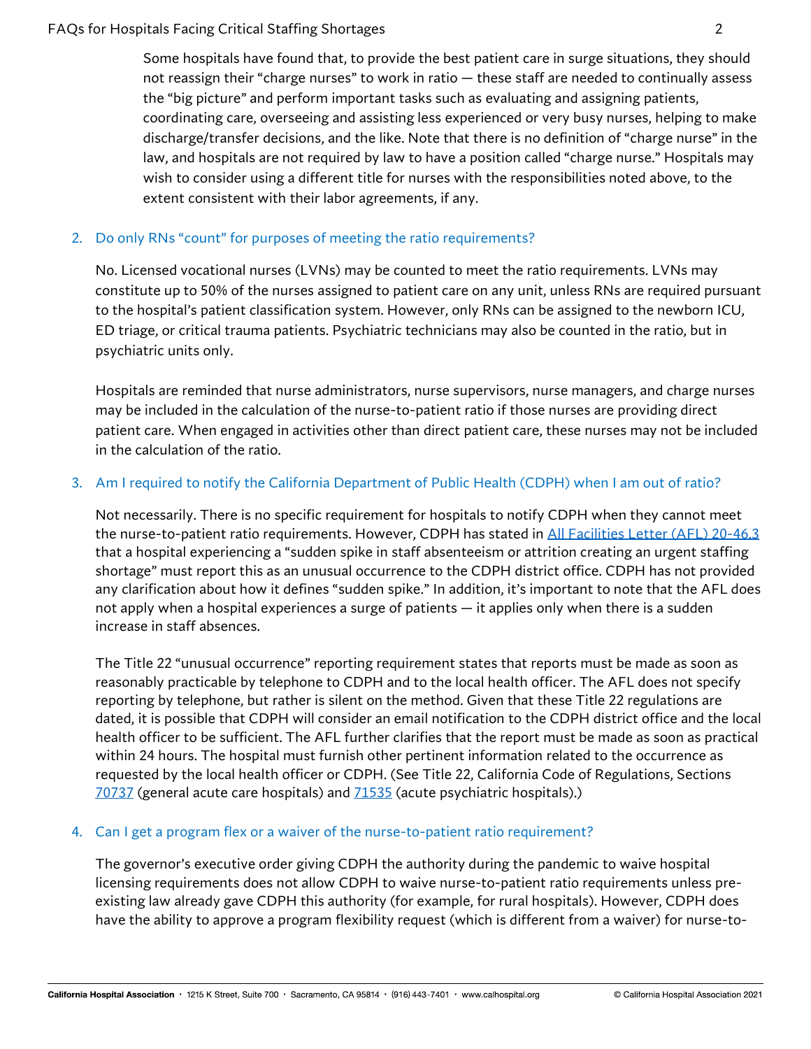Some hospitals have found that, to provide the best patient care in surge situations, they should not reassign their "charge nurses" to work in ratio — these staff are needed to continually assess the "big picture" and perform important tasks such as evaluating and assigning patients, coordinating care, overseeing and assisting less experienced or very busy nurses, helping to make discharge/transfer decisions, and the like. Note that there is no definition of "charge nurse" in the law, and hospitals are not required by law to have a position called "charge nurse." Hospitals may wish to consider using a different title for nurses with the responsibilities noted above, to the extent consistent with their labor agreements, if any.

### 2. Do only RNs "count" for purposes of meeting the ratio requirements?

No. Licensed vocational nurses (LVNs) may be counted to meet the ratio requirements. LVNs may constitute up to 50% of the nurses assigned to patient care on any unit, unless RNs are required pursuant to the hospital's patient classification system. However, only RNs can be assigned to the newborn ICU, ED triage, or critical trauma patients. Psychiatric technicians may also be counted in the ratio, but in psychiatric units only.

Hospitals are reminded that nurse administrators, nurse supervisors, nurse managers, and charge nurses may be included in the calculation of the nurse-to-patient ratio if those nurses are providing direct patient care. When engaged in activities other than direct patient care, these nurses may not be included in the calculation of the ratio.

### 3. Am I required to notify the California Department of Public Health (CDPH) when I am out of ratio?

Not necessarily. There is no specific requirement for hospitals to notify CDPH when they cannot meet the nurse-to-patient ratio requirements. However, CDPH has stated in All Facilities Letter (AFL) 20-46.3 that a hospital experiencing a "sudden spike in staff absenteeism or attrition creating an urgent staffing shortage" must report this as an unusual occurrence to the CDPH district office. CDPH has not provided any clarification about how it defines "sudden spike." In addition, it's important to note that the AFL does not apply when a hospital experiences a surge of patients — it applies only when there is a sudden increase in staff absences.

The Title 22 "unusual occurrence" reporting requirement states that reports must be made as soon as reasonably practicable by telephone to CDPH and to the local health officer. The AFL does not specify reporting by telephone, but rather is silent on the method. Given that these Title 22 regulations are dated, it is possible that CDPH will consider an email notification to the CDPH district office and the local health officer to be sufficient. The AFL further clarifies that the report must be made as soon as practical within 24 hours. The hospital must furnish other pertinent information related to the occurrence as requested by the local health officer or CDPH. (See Title 22, California Code of Regulations, Sections 70737 (general acute care hospitals) and 71535 (acute psychiatric hospitals).)

### 4. Can I get a program flex or a waiver of the nurse-to-patient ratio requirement?

The governor's executive order giving CDPH the authority during the pandemic to waive hospital licensing requirements does not allow CDPH to waive nurse-to-patient ratio requirements unless pre-existing law already gave CDPH this authority (for example, for rural hospitals). However, CDPH does have the ability to approve a program flexibility request (which is different from a waiver) for nurse-to-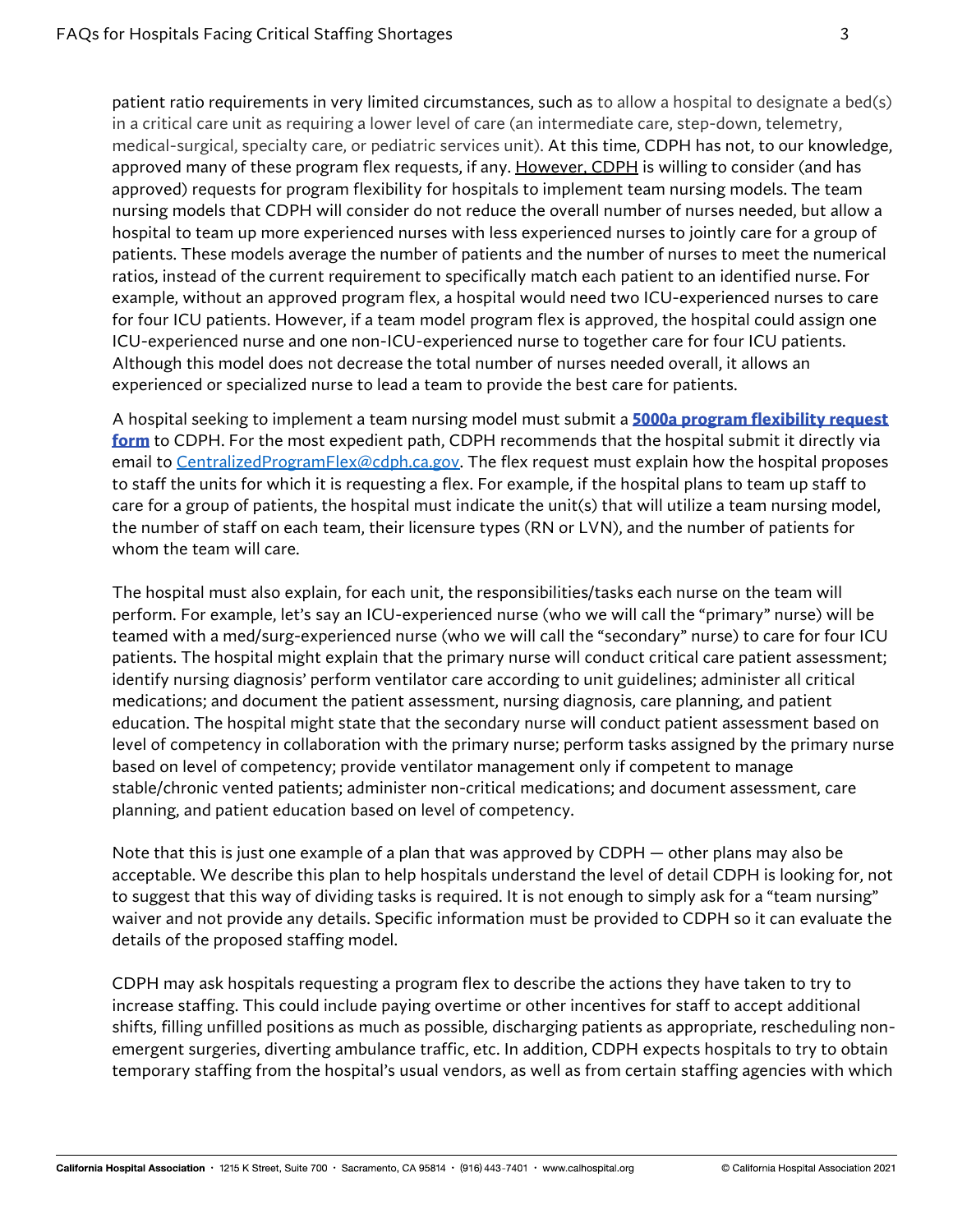patient ratio requirements in very limited circumstances, such as to allow a hospital to designate a bed(s) in a critical care unit as requiring a lower level of care (an intermediate care, step-down, telemetry, medical-surgical, specialty care, or pediatric services unit). At this time, CDPH has not, to our knowledge, approved many of these program flex requests, if any. <u>However, CDPH</u> is willing to consider (and has approved) requests for program flexibility for hospitals to implement team nursing models. The team nursing models that CDPH will consider do not reduce the overall number of nurses needed, but allow a hospital to team up more experienced nurses with less experienced nurses to jointly care for a group of patients. These models average the number of patients and the number of nurses to meet the numerical ratios, instead of the current requirement to specifically match each patient to an identified nurse. For example, without an approved program flex, a hospital would need two ICU-experienced nurses to care for four ICU patients. However, if a team model program flex is approved, the hospital could assign one ICU-experienced nurse and one non-ICU-experienced nurse to together care for four ICU patients. Although this model does not decrease the total number of nurses needed overall, it allows an experienced or specialized nurse to lead a team to provide the best care for patients.

A hospital seeking to implement a team nursing model must submit a **5000a program flexibility request form** to CDPH. For the most expedient path, CDPH recommends that the hospital submit it directly via email to CentralizedProgramFlex@cdph.ca.gov. The flex request must explain how the hospital proposes to staff the units for which it is requesting a flex. For example, if the hospital plans to team up staff to care for a group of patients, the hospital must indicate the unit(s) that will utilize a team nursing model, the number of staff on each team, their licensure types (RN or LVN), and the number of patients for whom the team will care.

The hospital must also explain, for each unit, the responsibilities/tasks each nurse on the team will perform. For example, let's say an ICU-experienced nurse (who we will call the "primary" nurse) will be teamed with a med/surg-experienced nurse (who we will call the "secondary" nurse) to care for four ICU patients. The hospital might explain that the primary nurse will conduct critical care patient assessment; identify nursing diagnosis' perform ventilator care according to unit guidelines; administer all critical medications; and document the patient assessment, nursing diagnosis, care planning, and patient education. The hospital might state that the secondary nurse will conduct patient assessment based on level of competency in collaboration with the primary nurse; perform tasks assigned by the primary nurse based on level of competency; provide ventilator management only if competent to manage stable/chronic vented patients; administer non-critical medications; and document assessment, care planning, and patient education based on level of competency.

Note that this is just one example of a plan that was approved by CDPH — other plans may also be acceptable. We describe this plan to help hospitals understand the level of detail CDPH is looking for, not to suggest that this way of dividing tasks is required. It is not enough to simply ask for a "team nursing" waiver and not provide any details. Specific information must be provided to CDPH so it can evaluate the details of the proposed staffing model.

CDPH may ask hospitals requesting a program flex to describe the actions they have taken to try to increase staffing. This could include paying overtime or other incentives for staff to accept additional shifts, filling unfilled positions as much as possible, discharging patients as appropriate, rescheduling non-emergent surgeries, diverting ambulance traffic, etc. In addition, CDPH expects hospitals to try to obtain temporary staffing from the hospital's usual vendors, as well as from certain staffing agencies with which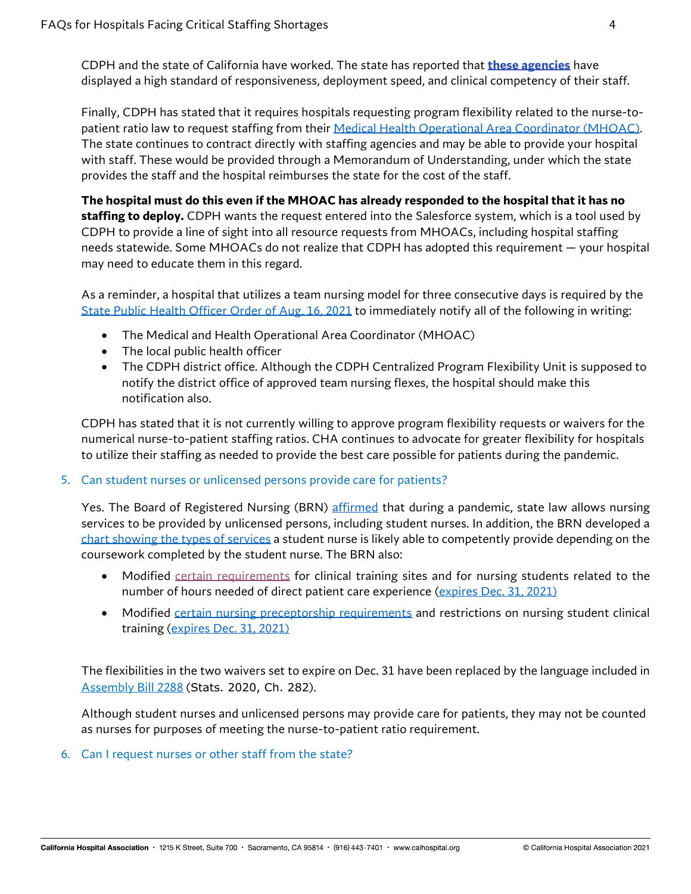CDPH and the state of California have worked. The state has reported that **these agencies** have displayed a high standard of responsiveness, deployment speed, and clinical competency of their staff.

Finally, CDPH has stated that it requires hospitals requesting program flexibility related to the nurse-to-patient ratio law to request staffing from their Medical Health Operational Area Coordinator (MHOAC). The state continues to contract directly with staffing agencies and may be able to provide your hospital with staff. These would be provided through a Memorandum of Understanding, under which the state provides the staff and the hospital reimburses the state for the cost of the staff.

**The hospital must do this even if the MHOAC has already responded to the hospital that it has no staffing to deploy.** CDPH wants the request entered into the Salesforce system, which is a tool used by CDPH to provide a line of sight into all resource requests from MHOACs, including hospital staffing needs statewide. Some MHOACs do not realize that CDPH has adopted this requirement — your hospital may need to educate them in this regard.

As a reminder, a hospital that utilizes a team nursing model for three consecutive days is required by the State Public Health Officer Order of Aug. 16, 2021 to immediately notify all of the following in writing:

- The Medical and Health Operational Area Coordinator (MHOAC)
- The local public health officer
- The CDPH district office. Although the CDPH Centralized Program Flexibility Unit is supposed to notify the district office of approved team nursing flexes, the hospital should make this notification also.

CDPH has stated that it is not currently willing to approve program flexibility requests or waivers for the numerical nurse-to-patient staffing ratios. CHA continues to advocate for greater flexibility for hospitals to utilize their staffing as needed to provide the best care possible for patients during the pandemic.

5. Can student nurses or unlicensed persons provide care for patients?

Yes. The Board of Registered Nursing (BRN) affirmed that during a pandemic, state law allows nursing services to be provided by unlicensed persons, including student nurses. In addition, the BRN developed a chart showing the types of services a student nurse is likely able to competently provide depending on the coursework completed by the student nurse. The BRN also:

- Modified certain requirements for clinical training sites and for nursing students related to the number of hours needed of direct patient care experience (expires Dec. 31, 2021)
- Modified certain nursing preceptorship requirements and restrictions on nursing student clinical training (expires Dec. 31, 2021)

The flexibilities in the two waivers set to expire on Dec. 31 have been replaced by the language included in Assembly Bill 2288 (Stats. 2020, Ch. 282).

Although student nurses and unlicensed persons may provide care for patients, they may not be counted as nurses for purposes of meeting the nurse-to-patient ratio requirement.

6. Can I request nurses or other staff from the state?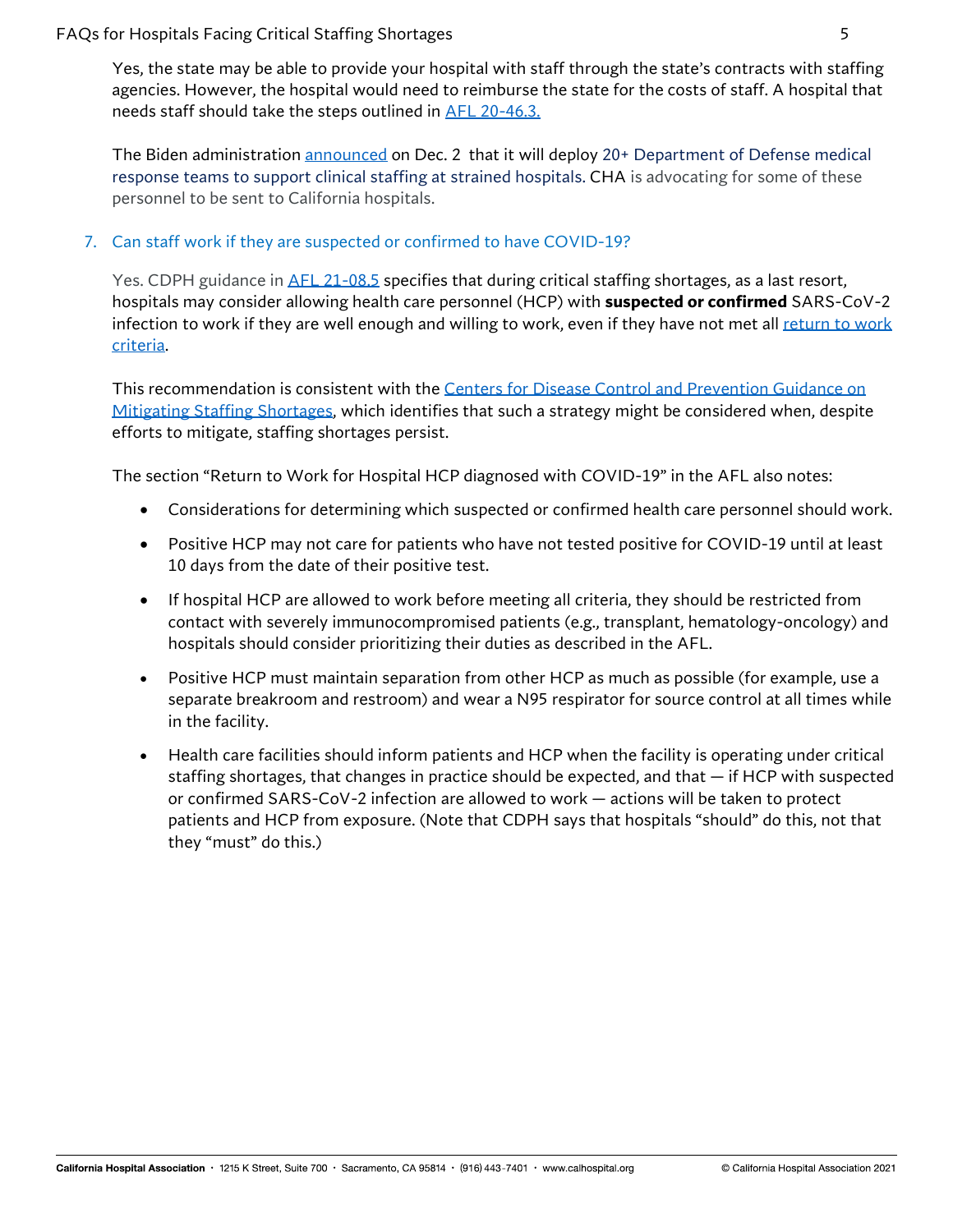Yes, the state may be able to provide your hospital with staff through the state's contracts with staffing agencies. However, the hospital would need to reimburse the state for the costs of staff. A hospital that needs staff should take the steps outlined in AFL 20-46.3.

The Biden administration announced on Dec. 2 that it will deploy 20+ Department of Defense medical response teams to support clinical staffing at strained hospitals. CHA is advocating for some of these personnel to be sent to California hospitals.

7. Can staff work if they are suspected or confirmed to have COVID-19?

Yes. CDPH guidance in AFL 21-08.5 specifies that during critical staffing shortages, as a last resort, hospitals may consider allowing health care personnel (HCP) with **suspected or confirmed** SARS-CoV-2 infection to work if they are well enough and willing to work, even if they have not met all return to work criteria.

This recommendation is consistent with the Centers for Disease Control and Prevention Guidance on Mitigating Staffing Shortages, which identifies that such a strategy might be considered when, despite efforts to mitigate, staffing shortages persist.

The section "Return to Work for Hospital HCP diagnosed with COVID-19" in the AFL also notes:

- Considerations for determining which suspected or confirmed health care personnel should work.
- Positive HCP may not care for patients who have not tested positive for COVID-19 until at least 10 days from the date of their positive test.
- If hospital HCP are allowed to work before meeting all criteria, they should be restricted from contact with severely immunocompromised patients (e.g., transplant, hematology-oncology) and hospitals should consider prioritizing their duties as described in the AFL.
- Positive HCP must maintain separation from other HCP as much as possible (for example, use a separate breakroom and restroom) and wear a N95 respirator for source control at all times while in the facility.
- Health care facilities should inform patients and HCP when the facility is operating under critical staffing shortages, that changes in practice should be expected, and that — if HCP with suspected or confirmed SARS-CoV-2 infection are allowed to work — actions will be taken to protect patients and HCP from exposure. (Note that CDPH says that hospitals "should" do this, not that they "must" do this.)